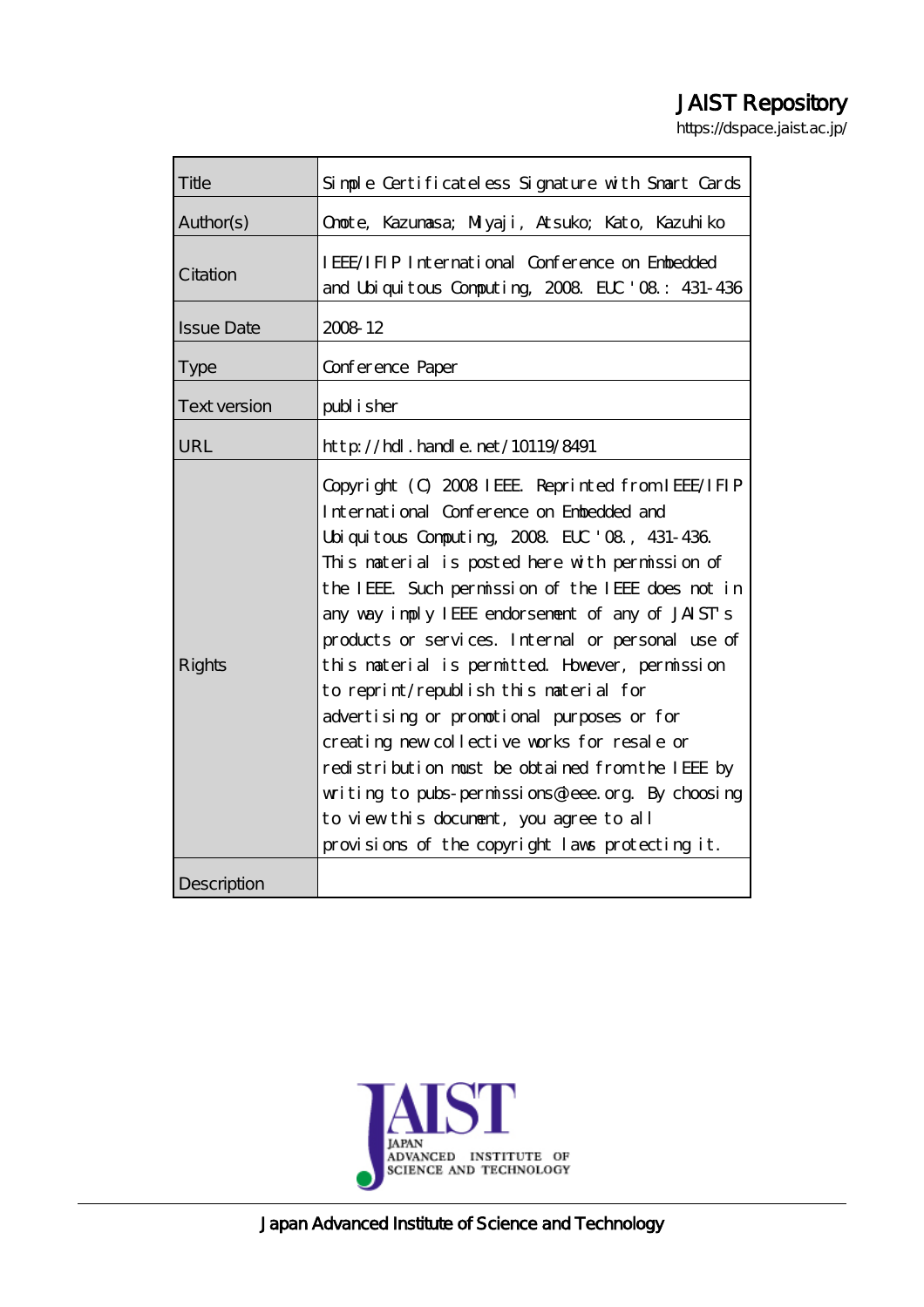# JAIST Repository

https://dspace.jaist.ac.jp/

| Title | Simple Certificateless Signature with Smart Cards |
|---|---|
| Author(s) | Omote, Kazumasa; Miyaji, Atsuko; Kato, Kazuhiko |
| Citation | IEEE/IFIP International Conference on Embedded and Ubiquitous Computing, 2008. EUC '08.: 431-436 |
| Issue Date | 2008-12 |
| Type | Conference Paper |
| Text version | publisher |
| URL | http://hdl.handle.net/10119/8491 |
| Rights | Copyright (C) 2008 IEEE. Reprinted from IEEE/IFIP International Conference on Embedded and Ubiquitous Computing, 2008. EUC '08., 431-436. This material is posted here with permission of the IEEE. Such permission of the IEEE does not in any way imply IEEE endorsement of any of JAIST's products or services. Internal or personal use of this material is permitted. However, permission to reprint/republish this material for advertising or promotional purposes or for creating new collective works for resale or redistribution must be obtained from the IEEE by writing to pubs-permissions@ieee.org. By choosing to view this document, you agree to all provisions of the copyright laws protecting it. |
| Description | |

JAIST
JAPAN ADVANCED INSTITUTE OF SCIENCE AND TECHNOLOGY

Japan Advanced Institute of Science and Technology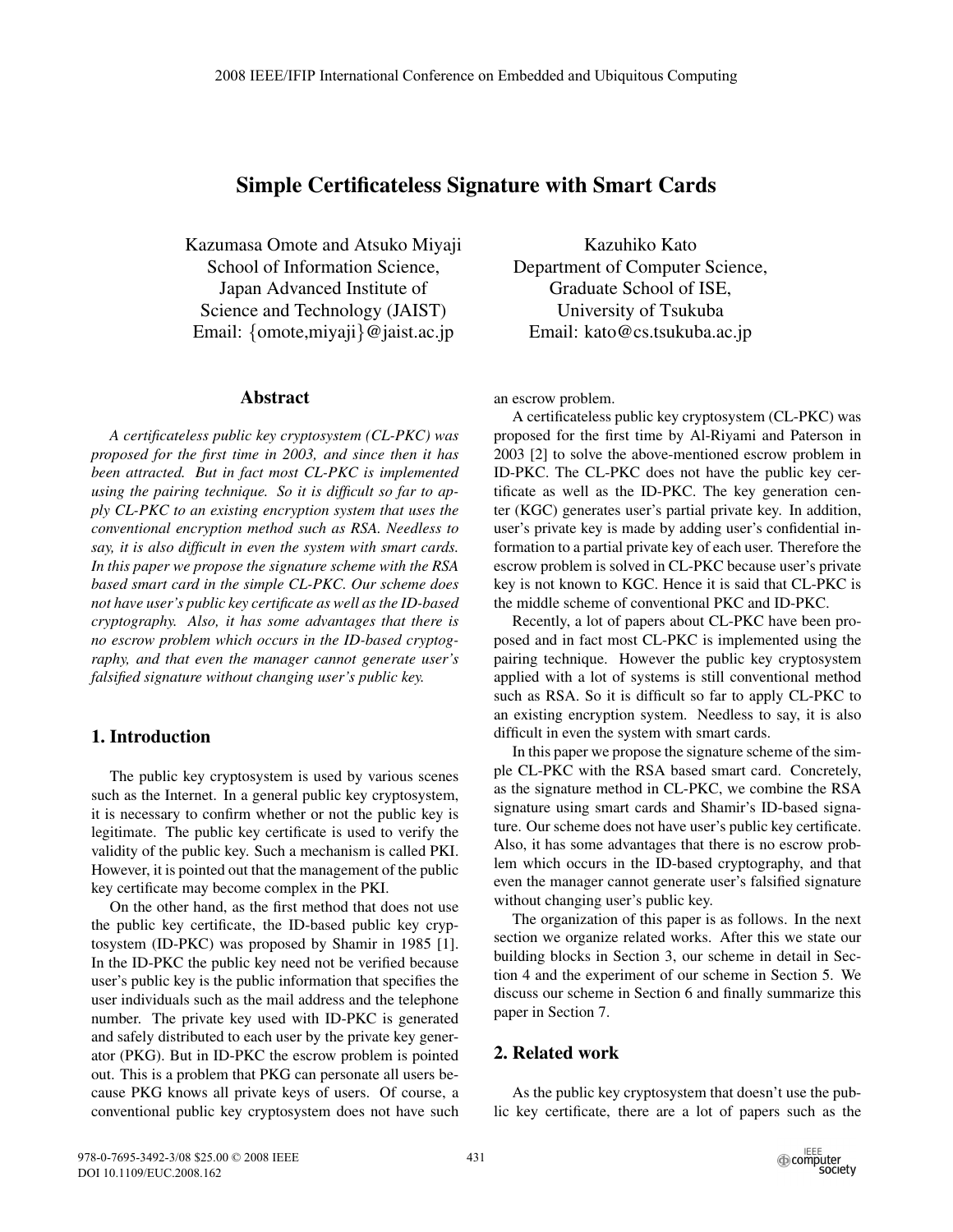# Simple Certificateless Signature with Smart Cards

Kazumasa Omote and Atsuko Miyaji
School of Information Science,
Japan Advanced Institute of
Science and Technology (JAIST)
Email: {omote,miyaji}@jaist.ac.jp

Kazuhiko Kato
Department of Computer Science,
Graduate School of ISE,
University of Tsukuba
Email: kato@cs.tsukuba.ac.jp

## Abstract

*A certificateless public key cryptosystem (CL-PKC) was proposed for the first time in 2003, and since then it has been attracted. But in fact most CL-PKC is implemented using the pairing technique. So it is difficult so far to apply CL-PKC to an existing encryption system that uses the conventional encryption method such as RSA. Needless to say, it is also difficult in even the system with smart cards. In this paper we propose the signature scheme with the RSA based smart card in the simple CL-PKC. Our scheme does not have user's public key certificate as well as the ID-based cryptography. Also, it has some advantages that there is no escrow problem which occurs in the ID-based cryptography, and that even the manager cannot generate user's falsified signature without changing user's public key.*

## 1. Introduction

The public key cryptosystem is used by various scenes such as the Internet. In a general public key cryptosystem, it is necessary to confirm whether or not the public key is legitimate. The public key certificate is used to verify the validity of the public key. Such a mechanism is called PKI. However, it is pointed out that the management of the public key certificate may become complex in the PKI.

On the other hand, as the first method that does not use the public key certificate, the ID-based public key cryptosystem (ID-PKC) was proposed by Shamir in 1985 [1]. In the ID-PKC the public key need not be verified because user's public key is the public information that specifies the user individuals such as the mail address and the telephone number. The private key used with ID-PKC is generated and safely distributed to each user by the private key generator (PKG). But in ID-PKC the escrow problem is pointed out. This is a problem that PKG can personate all users because PKG knows all private keys of users. Of course, a conventional public key cryptosystem does not have such an escrow problem.

A certificateless public key cryptosystem (CL-PKC) was proposed for the first time by Al-Riyami and Paterson in 2003 [2] to solve the above-mentioned escrow problem in ID-PKC. The CL-PKC does not have the public key certificate as well as the ID-PKC. The key generation center (KGC) generates user's partial private key. In addition, user's private key is made by adding user's confidential information to a partial private key of each user. Therefore the escrow problem is solved in CL-PKC because user's private key is not known to KGC. Hence it is said that CL-PKC is the middle scheme of conventional PKC and ID-PKC.

Recently, a lot of papers about CL-PKC have been proposed and in fact most CL-PKC is implemented using the pairing technique. However the public key cryptosystem applied with a lot of systems is still conventional method such as RSA. So it is difficult so far to apply CL-PKC to an existing encryption system. Needless to say, it is also difficult in even the system with smart cards.

In this paper we propose the signature scheme of the simple CL-PKC with the RSA based smart card. Concretely, as the signature method in CL-PKC, we combine the RSA signature using smart cards and Shamir's ID-based signature. Our scheme does not have user's public key certificate. Also, it has some advantages that there is no escrow problem which occurs in the ID-based cryptography, and that even the manager cannot generate user's falsified signature without changing user's public key.

The organization of this paper is as follows. In the next section we organize related works. After this we state our building blocks in Section 3, our scheme in detail in Section 4 and the experiment of our scheme in Section 5. We discuss our scheme in Section 6 and finally summarize this paper in Section 7.

## 2. Related work

As the public key cryptosystem that doesn't use the public key certificate, there are a lot of papers such as the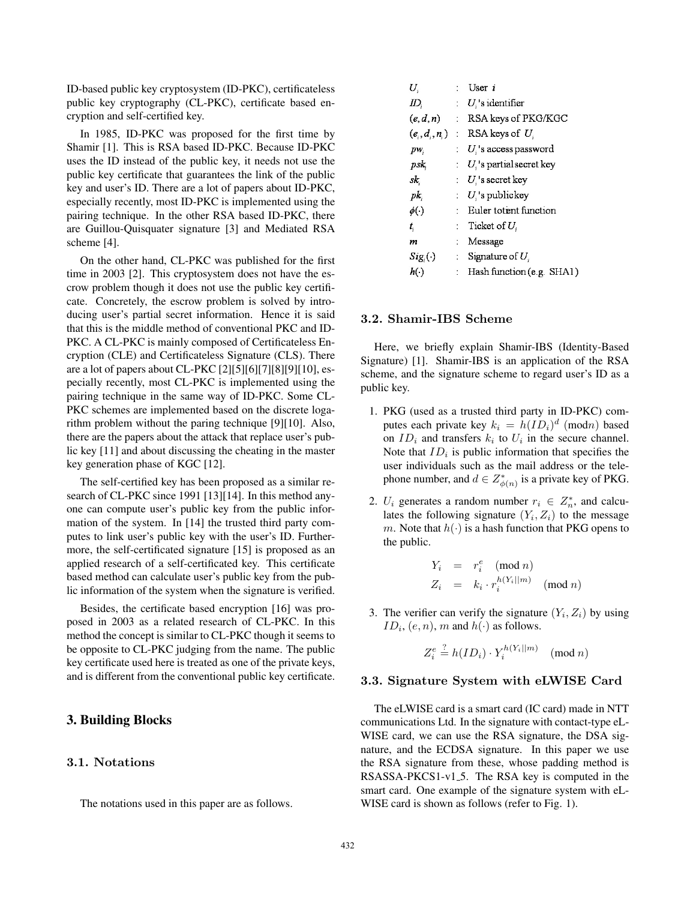ID-based public key cryptosystem (ID-PKC), certificateless public key cryptography (CL-PKC), certificate based encryption and self-certified key.

In 1985, ID-PKC was proposed for the first time by Shamir [1]. This is RSA based ID-PKC. Because ID-PKC uses the ID instead of the public key, it needs not use the public key certificate that guarantees the link of the public key and user's ID. There are a lot of papers about ID-PKC, especially recently, most ID-PKC is implemented using the pairing technique. In the other RSA based ID-PKC, there are Guillou-Quisquater signature [3] and Mediated RSA scheme [4].

On the other hand, CL-PKC was published for the first time in 2003 [2]. This cryptosystem does not have the escrow problem though it does not use the public key certificate. Concretely, the escrow problem is solved by introducing user's partial secret information. Hence it is said that this is the middle method of conventional PKC and ID-PKC. A CL-PKC is mainly composed of Certificateless Encryption (CLE) and Certificateless Signature (CLS). There are a lot of papers about CL-PKC [2][5][6][7][8][9][10], especially recently, most CL-PKC is implemented using the pairing technique in the same way of ID-PKC. Some CL-PKC schemes are implemented based on the discrete logarithm problem without the paring technique [9][10]. Also, there are the papers about the attack that replace user's public key [11] and about discussing the cheating in the master key generation phase of KGC [12].

The self-certified key has been proposed as a similar research of CL-PKC since 1991 [13][14]. In this method anyone can compute user's public key from the public information of the system. In [14] the trusted third party computes to link user's public key with the user's ID. Furthermore, the self-certificated signature [15] is proposed as an applied research of a self-certificated key. This certificate based method can calculate user's public key from the public information of the system when the signature is verified.

Besides, the certificate based encryption [16] was proposed in 2003 as a related research of CL-PKC. In this method the concept is similar to CL-PKC though it seems to be opposite to CL-PKC judging from the name. The public key certificate used here is treated as one of the private keys, and is different from the conventional public key certificate.

# 3. Building Blocks

## 3.1. Notations

The notations used in this paper are as follows.

| | | |
|---|---|---|
| $U_i$ | : | User $i$ |
| $ID_i$ | : | $U_i$'s identifier |
| $(e, d, n)$ | : | RSA keys of PKG/KGC |
| $(e_i, d_i, n_i)$ | : | RSA keys of $U_i$ |
| $pw_i$ | : | $U_i$'s access password |
| $psk_i$ | : | $U_i$'s partial secret key |
| $sk_i$ | : | $U_i$'s secret key |
| $pk_i$ | : | $U_i$'s public key |
| $\phi(\cdot)$ | : | Euler totient function |
| $t_i$ | : | Ticket of $U_i$ |
| $m$ | : | Message |
| $Sig_i(\cdot)$ | : | Signature of $U_i$ |
| $h(\cdot)$ | : | Hash function (e.g. SHA1) |

## 3.2. Shamir-IBS Scheme

Here, we briefly explain Shamir-IBS (Identity-Based Signature) [1]. Shamir-IBS is an application of the RSA scheme, and the signature scheme to regard user's ID as a public key.

1. PKG (used as a trusted third party in ID-PKC) computes each private key $k_i = h(ID_i)^d \pmod{n}$ based on $ID_i$ and transfers $k_i$ to $U_i$ in the secure channel. Note that $ID_i$ is public information that specifies the user individuals such as the mail address or the telephone number, and $d \in Z^*_{\phi(n)}$ is a private key of PKG.

2. $U_i$ generates a random number $r_i \in Z^*_n$, and calculates the following signature $(Y_i, Z_i)$ to the message $m$. Note that $h(\cdot)$ is a hash function that PKG opens to the public.

$$
\begin{aligned}
Y_i &= r_i^e \pmod{n} \\
Z_i &= k_i \cdot r_i^{h(Y_i||m)} \pmod{n}
\end{aligned}
$$

3. The verifier can verify the signature $(Y_i, Z_i)$ by using $ID_i$, $(e, n)$, $m$ and $h(\cdot)$ as follows.

$$
Z_i^e \stackrel{?}{=} h(ID_i) \cdot Y_i^{h(Y_i||m)} \pmod{n}
$$

## 3.3. Signature System with eLWISE Card

The eLWISE card is a smart card (IC card) made in NTT communications Ltd. In the signature with contact-type eLWISE card, we can use the RSA signature, the DSA signature, and the ECDSA signature. In this paper we use the RSA signature from these, whose padding method is RSASSA-PKCS1-v1_5. The RSA key is computed in the smart card. One example of the signature system with eLWISE card is shown as follows (refer to Fig. 1).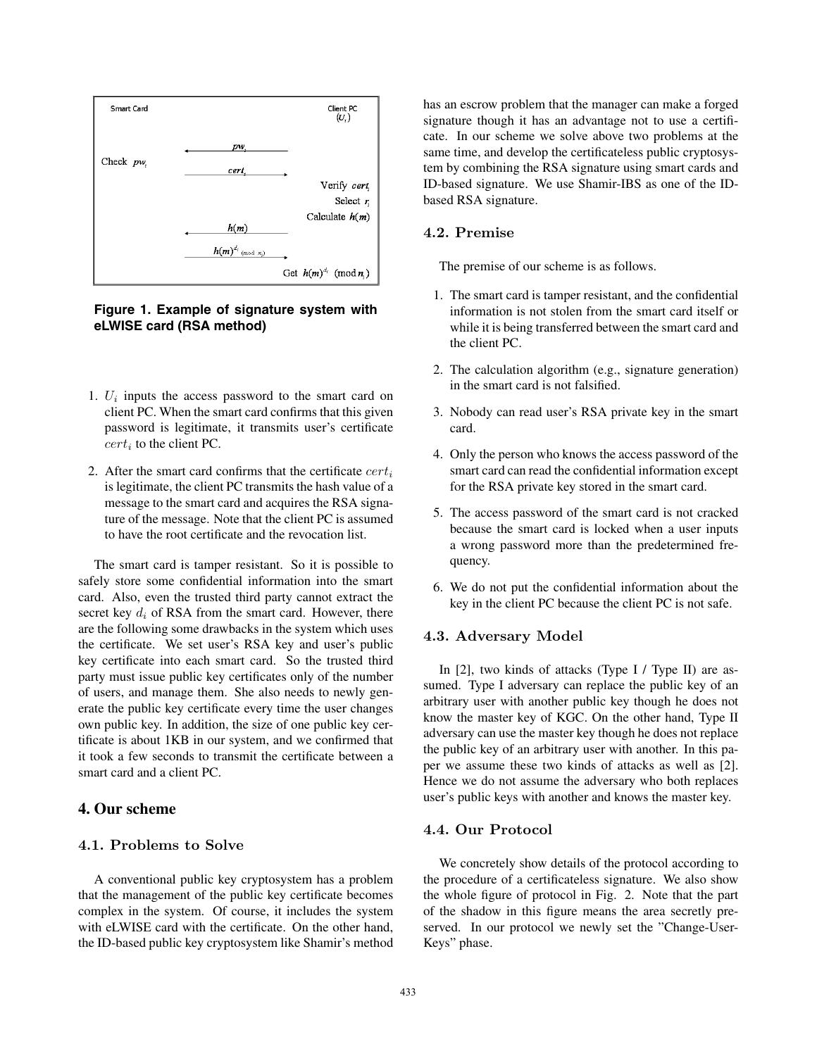Figure 1. Example of signature system with eLWISE card (RSA method)

1. $U_i$ inputs the access password to the smart card on client PC. When the smart card confirms that this given password is legitimate, it transmits user's certificate $cert_i$ to the client PC.
2. After the smart card confirms that the certificate $cert_i$ is legitimate, the client PC transmits the hash value of a message to the smart card and acquires the RSA signature of the message. Note that the client PC is assumed to have the root certificate and the revocation list.

The smart card is tamper resistant. So it is possible to safely store some confidential information into the smart card. Also, even the trusted third party cannot extract the secret key $d_i$ of RSA from the smart card. However, there are the following some drawbacks in the system which uses the certificate. We set user's RSA key and user's public key certificate into each smart card. So the trusted third party must issue public key certificates only of the number of users, and manage them. She also needs to newly generate the public key certificate every time the user changes own public key. In addition, the size of one public key certificate is about 1KB in our system, and we confirmed that it took a few seconds to transmit the certificate between a smart card and a client PC.

## 4. Our scheme

### 4.1. Problems to Solve

A conventional public key cryptosystem has a problem that the management of the public key certificate becomes complex in the system. Of course, it includes the system with eLWISE card with the certificate. On the other hand, the ID-based public key cryptosystem like Shamir's method has an escrow problem that the manager can make a forged signature though it has an advantage not to use a certificate. In our scheme we solve above two problems at the same time, and develop the certificateless public cryptosystem by combining the RSA signature using smart cards and ID-based signature. We use Shamir-IBS as one of the ID-based RSA signature.

### 4.2. Premise

The premise of our scheme is as follows.

1. The smart card is tamper resistant, and the confidential information is not stolen from the smart card itself or while it is being transferred between the smart card and the client PC.
2. The calculation algorithm (e.g., signature generation) in the smart card is not falsified.
3. Nobody can read user's RSA private key in the smart card.
4. Only the person who knows the access password of the smart card can read the confidential information except for the RSA private key stored in the smart card.
5. The access password of the smart card is not cracked because the smart card is locked when a user inputs a wrong password more than the predetermined frequency.
6. We do not put the confidential information about the key in the client PC because the client PC is not safe.

### 4.3. Adversary Model

In [2], two kinds of attacks (Type I / Type II) are assumed. Type I adversary can replace the public key of an arbitrary user with another public key though he does not know the master key of KGC. On the other hand, Type II adversary can use the master key though he does not replace the public key of an arbitrary user with another. In this paper we assume these two kinds of attacks as well as [2]. Hence we do not assume the adversary who both replaces user's public keys with another and knows the master key.

### 4.4. Our Protocol

We concretely show details of the protocol according to the procedure of a certificateless signature. We also show the whole figure of protocol in Fig. 2. Note that the part of the shadow in this figure means the area secretly preserved. In our protocol we newly set the "Change-User-Keys" phase.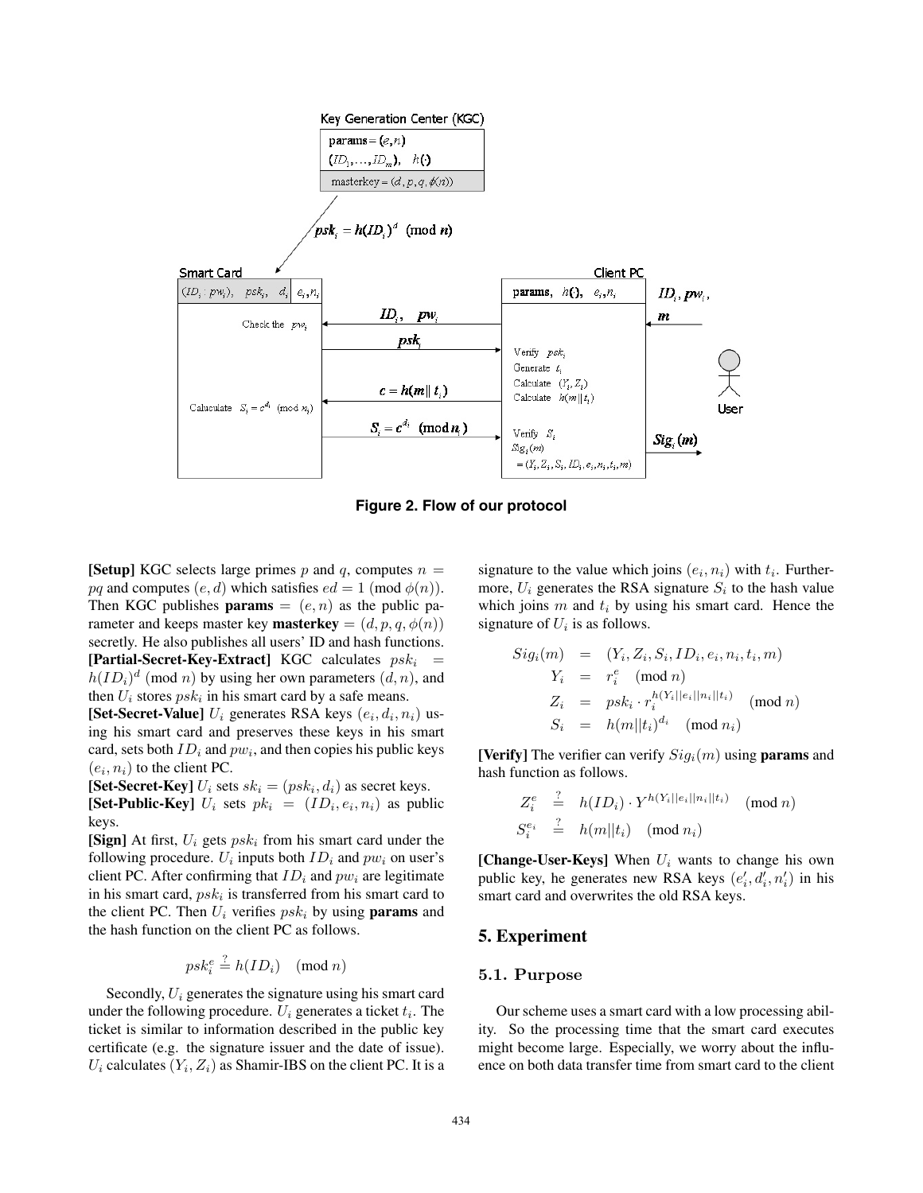**Figure 2. Flow of our protocol**

**[Setup]** KGC selects large primes $p$ and $q$, computes $n = pq$ and computes $(e, d)$ which satisfies $ed = 1 \pmod{\phi(n)}$. Then KGC publishes **params** $= (e, n)$ as the public parameter and keeps master key **masterkey** $= (d, p, q, \phi(n))$ secretly. He also publishes all users' ID and hash functions.

**[Partial-Secret-Key-Extract]** KGC calculates $psk_i = h(ID_i)^d \pmod{n}$ by using her own parameters $(d, n)$, and then $U_i$ stores $psk_i$ in his smart card by a safe means.

**[Set-Secret-Value]** $U_i$ generates RSA keys $(e_i, d_i, n_i)$ using his smart card and preserves these keys in his smart card, sets both $ID_i$ and $pw_i$, and then copies his public keys $(e_i, n_i)$ to the client PC.

**[Set-Secret-Key]** $U_i$ sets $sk_i = (psk_i, d_i)$ as secret keys.

**[Set-Public-Key]** $U_i$ sets $pk_i = (ID_i, e_i, n_i)$ as public keys.

**[Sign]** At first, $U_i$ gets $psk_i$ from his smart card under the following procedure. $U_i$ inputs both $ID_i$ and $pw_i$ on user's client PC. After confirming that $ID_i$ and $pw_i$ are legitimate in his smart card, $psk_i$ is transferred from his smart card to the client PC. Then $U_i$ verifies $psk_i$ by using **params** and the hash function on the client PC as follows.

$$psk_i^e \stackrel{?}{=} h(ID_i) \pmod{n}$$

Secondly, $U_i$ generates the signature using his smart card under the following procedure. $U_i$ generates a ticket $t_i$. The ticket is similar to information described in the public key certificate (e.g. the signature issuer and the date of issue). $U_i$ calculates $(Y_i, Z_i)$ as Shamir-IBS on the client PC. It is a signature to the value which joins $(e_i, n_i)$ with $t_i$. Furthermore, $U_i$ generates the RSA signature $S_i$ to the hash value which joins $m$ and $t_i$ by using his smart card. Hence the signature of $U_i$ is as follows.

$$\begin{aligned} Sig_i(m) &= (Y_i, Z_i, S_i, ID_i, e_i, n_i, t_i, m) \\ Y_i &= r_i^e \pmod{n} \\ Z_i &= psk_i \cdot r_i^{h(Y_i||e_i||n_i||t_i)} \pmod{n} \\ S_i &= h(m||t_i)^{d_i} \pmod{n_i} \end{aligned}$$

**[Verify]** The verifier can verify $Sig_i(m)$ using **params** and hash function as follows.

$$\begin{aligned} Z_i^e &\stackrel{?}{=} h(ID_i) \cdot Y^{h(Y_i||e_i||n_i||t_i)} \pmod{n} \\ S_i^{e_i} &\stackrel{?}{=} h(m||t_i) \pmod{n_i} \end{aligned}$$

**[Change-User-Keys]** When $U_i$ wants to change his own public key, he generates new RSA keys $(e_i', d_i', n_i')$ in his smart card and overwrites the old RSA keys.

## 5. Experiment

### 5.1. Purpose

Our scheme uses a smart card with a low processing ability. So the processing time that the smart card executes might become large. Especially, we worry about the influence on both data transfer time from smart card to the client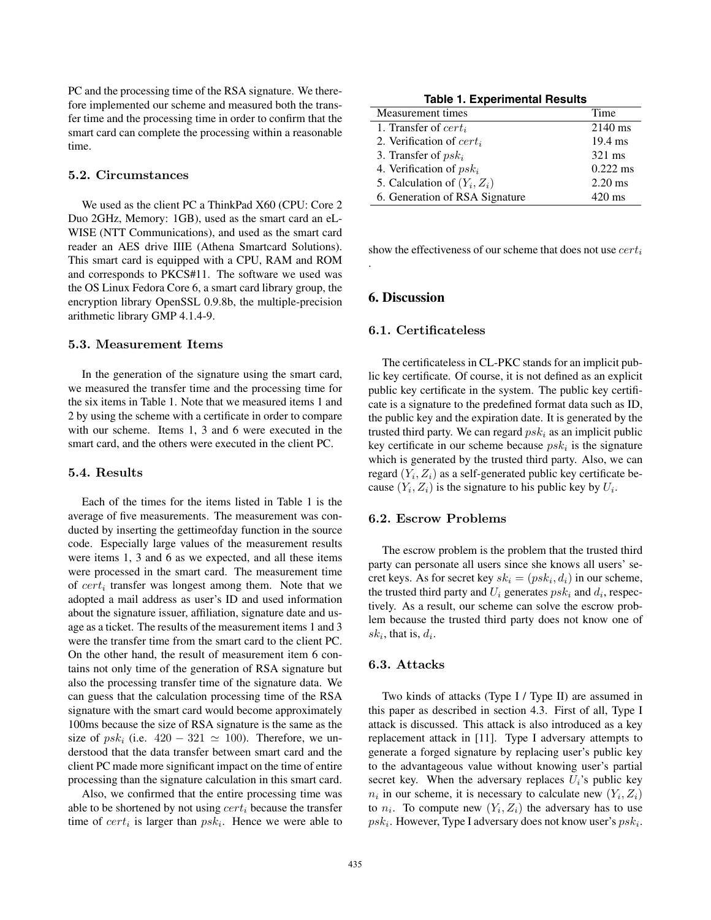PC and the processing time of the RSA signature. We therefore implemented our scheme and measured both the transfer time and the processing time in order to confirm that the smart card can complete the processing within a reasonable time.

### 5.2. Circumstances

We used as the client PC a ThinkPad X60 (CPU: Core 2 Duo 2GHz, Memory: 1GB), used as the smart card an eL-WISE (NTT Communications), and used as the smart card reader an AES drive IIIE (Athena Smartcard Solutions). This smart card is equipped with a CPU, RAM and ROM and corresponds to PKCS#11. The software we used was the OS Linux Fedora Core 6, a smart card library group, the encryption library OpenSSL 0.9.8b, the multiple-precision arithmetic library GMP 4.1.4-9.

### 5.3. Measurement Items

In the generation of the signature using the smart card, we measured the transfer time and the processing time for the six items in Table 1. Note that we measured items 1 and 2 by using the scheme with a certificate in order to compare with our scheme. Items 1, 3 and 6 were executed in the smart card, and the others were executed in the client PC.

### 5.4. Results

Each of the times for the items listed in Table 1 is the average of five measurements. The measurement was conducted by inserting the gettimeofday function in the source code. Especially large values of the measurement results were items 1, 3 and 6 as we expected, and all these items were processed in the smart card. The measurement time of $cert_i$ transfer was longest among them. Note that we adopted a mail address as user's ID and used information about the signature issuer, affiliation, signature date and usage as a ticket. The results of the measurement items 1 and 3 were the transfer time from the smart card to the client PC. On the other hand, the result of measurement item 6 contains not only time of the generation of RSA signature but also the processing transfer time of the signature data. We can guess that the calculation processing time of the RSA signature with the smart card would become approximately 100ms because the size of RSA signature is the same as the size of $psk_i$ (i.e. $420 - 321 \simeq 100$). Therefore, we understood that the data transfer between smart card and the client PC made more significant impact on the time of entire processing than the signature calculation in this smart card.

Also, we confirmed that the entire processing time was able to be shortened by not using $cert_i$ because the transfer time of $cert_i$ is larger than $psk_i$. Hence we were able to show the effectiveness of our scheme that does not use $cert_i$.

**Table 1. Experimental Results**

| Measurement times | Time |
|---|---|
| 1. Transfer of $cert_i$ | 2140 ms |
| 2. Verification of $cert_i$ | 19.4 ms |
| 3. Transfer of $psk_i$ | 321 ms |
| 4. Verification of $psk_i$ | 0.222 ms |
| 5. Calculation of $(Y_i, Z_i)$ | 2.20 ms |
| 6. Generation of RSA Signature | 420 ms |

## 6. Discussion

### 6.1. Certificateless

The certificateless in CL-PKC stands for an implicit public key certificate. Of course, it is not defined as an explicit public key certificate in the system. The public key certificate is a signature to the predefined format data such as ID, the public key and the expiration date. It is generated by the trusted third party. We can regard $psk_i$ as an implicit public key certificate in our scheme because $psk_i$ is the signature which is generated by the trusted third party. Also, we can regard $(Y_i, Z_i)$ as a self-generated public key certificate because $(Y_i, Z_i)$ is the signature to his public key by $U_i$.

### 6.2. Escrow Problems

The escrow problem is the problem that the trusted third party can personate all users since she knows all users' secret keys. As for secret key $sk_i = (psk_i, d_i)$ in our scheme, the trusted third party and $U_i$ generates $psk_i$ and $d_i$, respectively. As a result, our scheme can solve the escrow problem because the trusted third party does not know one of $sk_i$, that is, $d_i$.

### 6.3. Attacks

Two kinds of attacks (Type I / Type II) are assumed in this paper as described in section 4.3. First of all, Type I attack is discussed. This attack is also introduced as a key replacement attack in [11]. Type I adversary attempts to generate a forged signature by replacing user's public key to the advantageous value without knowing user's partial secret key. When the adversary replaces $U_i$'s public key $n_i$ in our scheme, it is necessary to calculate new $(Y_i, Z_i)$ to $n_i$. To compute new $(Y_i, Z_i)$ the adversary has to use $psk_i$. However, Type I adversary does not know user's $psk_i$.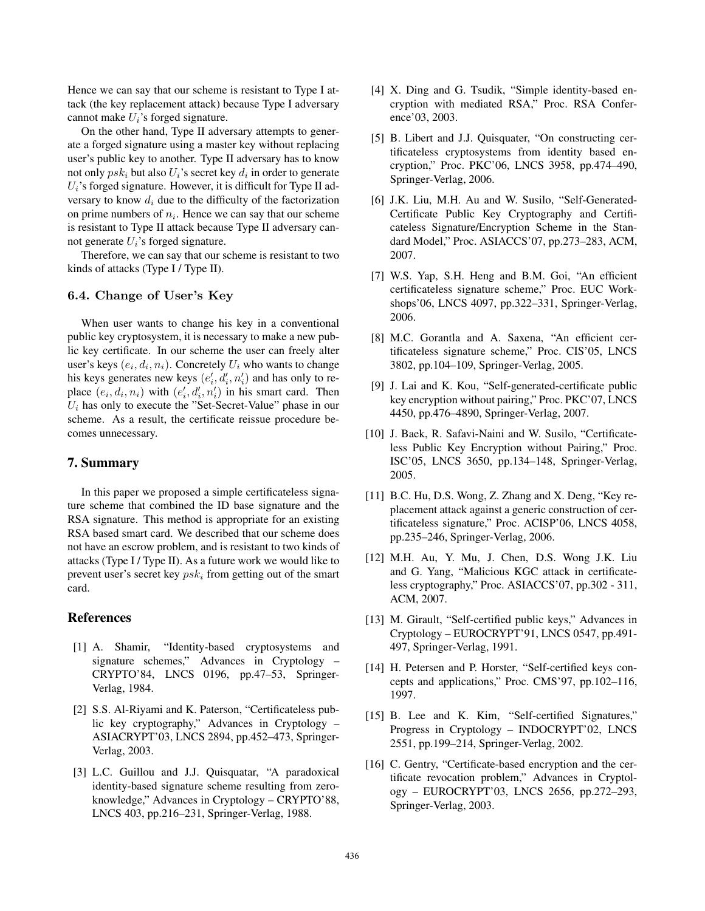Hence we can say that our scheme is resistant to Type I attack (the key replacement attack) because Type I adversary cannot make $U_i$'s forged signature.

On the other hand, Type II adversary attempts to generate a forged signature using a master key without replacing user's public key to another. Type II adversary has to know not only $psk_i$ but also $U_i$'s secret key $d_i$ in order to generate $U_i$'s forged signature. However, it is difficult for Type II adversary to know $d_i$ due to the difficulty of the factorization on prime numbers of $n_i$. Hence we can say that our scheme is resistant to Type II attack because Type II adversary cannot generate $U_i$'s forged signature.

Therefore, we can say that our scheme is resistant to two kinds of attacks (Type I / Type II).

### 6.4. Change of User's Key

When user wants to change his key in a conventional public key cryptosystem, it is necessary to make a new public key certificate. In our scheme the user can freely alter user's keys $(e_i, d_i, n_i)$. Concretely $U_i$ who wants to change his keys generates new keys $(e'_i, d'_i, n'_i)$ and has only to replace $(e_i, d_i, n_i)$ with $(e'_i, d'_i, n'_i)$ in his smart card. Then $U_i$ has only to execute the "Set-Secret-Value" phase in our scheme. As a result, the certificate reissue procedure becomes unnecessary.

## 7. Summary

In this paper we proposed a simple certificateless signature scheme that combined the ID base signature and the RSA signature. This method is appropriate for an existing RSA based smart card. We described that our scheme does not have an escrow problem, and is resistant to two kinds of attacks (Type I / Type II). As a future work we would like to prevent user's secret key $psk_i$ from getting out of the smart card.

## References

[1] A. Shamir, "Identity-based cryptosystems and signature schemes," Advances in Cryptology – CRYPTO'84, LNCS 0196, pp.47–53, Springer-Verlag, 1984.

[2] S.S. Al-Riyami and K. Paterson, "Certificateless public key cryptography," Advances in Cryptology – ASIACRYPT'03, LNCS 2894, pp.452–473, Springer-Verlag, 2003.

[3] L.C. Guillou and J.J. Quisquatar, "A paradoxical identity-based signature scheme resulting from zero-knowledge," Advances in Cryptology – CRYPTO'88, LNCS 403, pp.216–231, Springer-Verlag, 1988.

[4] X. Ding and G. Tsudik, "Simple identity-based encryption with mediated RSA," Proc. RSA Conference'03, 2003.

[5] B. Libert and J.J. Quisquater, "On constructing certificateless cryptosystems from identity based encryption," Proc. PKC'06, LNCS 3958, pp.474–490, Springer-Verlag, 2006.

[6] J.K. Liu, M.H. Au and W. Susilo, "Self-Generated-Certificate Public Key Cryptography and Certificateless Signature/Encryption Scheme in the Standard Model," Proc. ASIACCS'07, pp.273–283, ACM, 2007.

[7] W.S. Yap, S.H. Heng and B.M. Goi, "An efficient certificateless signature scheme," Proc. EUC Workshops'06, LNCS 4097, pp.322–331, Springer-Verlag, 2006.

[8] M.C. Gorantla and A. Saxena, "An efficient certificateless signature scheme," Proc. CIS'05, LNCS 3802, pp.104–109, Springer-Verlag, 2005.

[9] J. Lai and K. Kou, "Self-generated-certificate public key encryption without pairing," Proc. PKC'07, LNCS 4450, pp.476–4890, Springer-Verlag, 2007.

[10] J. Baek, R. Safavi-Naini and W. Susilo, "Certificateless Public Key Encryption without Pairing," Proc. ISC'05, LNCS 3650, pp.134–148, Springer-Verlag, 2005.

[11] B.C. Hu, D.S. Wong, Z. Zhang and X. Deng, "Key replacement attack against a generic construction of certificateless signature," Proc. ACISP'06, LNCS 4058, pp.235–246, Springer-Verlag, 2006.

[12] M.H. Au, Y. Mu, J. Chen, D.S. Wong J.K. Liu and G. Yang, "Malicious KGC attack in certificateless cryptography," Proc. ASIACCS'07, pp.302 - 311, ACM, 2007.

[13] M. Girault, "Self-certified public keys," Advances in Cryptology – EUROCRYPT'91, LNCS 0547, pp.491-497, Springer-Verlag, 1991.

[14] H. Petersen and P. Horster, "Self-certified keys concepts and applications," Proc. CMS'97, pp.102–116, 1997.

[15] B. Lee and K. Kim, "Self-certified Signatures," Progress in Cryptology – INDOCRYPT'02, LNCS 2551, pp.199–214, Springer-Verlag, 2002.

[16] C. Gentry, "Certificate-based encryption and the certificate revocation problem," Advances in Cryptology – EUROCRYPT'03, LNCS 2656, pp.272–293, Springer-Verlag, 2003.